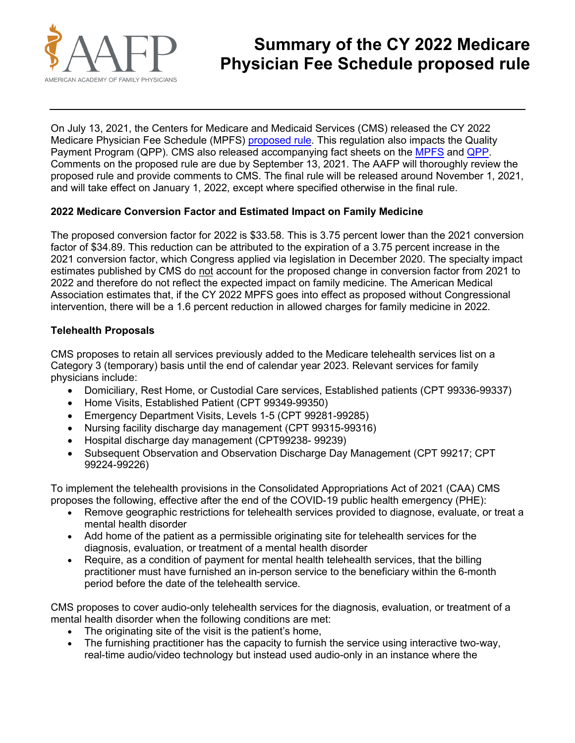# Summary of the CY 2022 Medicare Physician Fee Schedule proposed rule

On July 13, 2021, the Centers for Medicare and Medicaid Services (CMS) released the CY 2022 Medicare Physician Fee Schedule (MPFS) proposed rule. This regulation also impacts the Quality Payment Program (QPP). CMS also released accompanying fact sheets on the MPFS and QPP. Comments on the proposed rule are due by September 13, 2021. The AAFP will thoroughly review the proposed rule and provide comments to CMS. The final rule will be released around November 1, 2021, and will take effect on January 1, 2022, except where specified otherwise in the final rule.

**2022 Medicare Conversion Factor and Estimated Impact on Family Medicine**

The proposed conversion factor for 2022 is $33.58. This is 3.75 percent lower than the 2021 conversion factor of $34.89. This reduction can be attributed to the expiration of a 3.75 percent increase in the 2021 conversion factor, which Congress applied via legislation in December 2020. The specialty impact estimates published by CMS do not account for the proposed change in conversion factor from 2021 to 2022 and therefore do not reflect the expected impact on family medicine. The American Medical Association estimates that, if the CY 2022 MPFS goes into effect as proposed without Congressional intervention, there will be a 1.6 percent reduction in allowed charges for family medicine in 2022.

**Telehealth Proposals**

CMS proposes to retain all services previously added to the Medicare telehealth services list on a Category 3 (temporary) basis until the end of calendar year 2023. Relevant services for family physicians include:

- Domiciliary, Rest Home, or Custodial Care services, Established patients (CPT 99336-99337)
- Home Visits, Established Patient (CPT 99349-99350)
- Emergency Department Visits, Levels 1-5 (CPT 99281-99285)
- Nursing facility discharge day management (CPT 99315-99316)
- Hospital discharge day management (CPT99238- 99239)
- Subsequent Observation and Observation Discharge Day Management (CPT 99217; CPT 99224-99226)

To implement the telehealth provisions in the Consolidated Appropriations Act of 2021 (CAA) CMS proposes the following, effective after the end of the COVID-19 public health emergency (PHE):

- Remove geographic restrictions for telehealth services provided to diagnose, evaluate, or treat a mental health disorder
- Add home of the patient as a permissible originating site for telehealth services for the diagnosis, evaluation, or treatment of a mental health disorder
- Require, as a condition of payment for mental health telehealth services, that the billing practitioner must have furnished an in-person service to the beneficiary within the 6-month period before the date of the telehealth service.

CMS proposes to cover audio-only telehealth services for the diagnosis, evaluation, or treatment of a mental health disorder when the following conditions are met:

- The originating site of the visit is the patient's home,
- The furnishing practitioner has the capacity to furnish the service using interactive two-way, real-time audio/video technology but instead used audio-only in an instance where the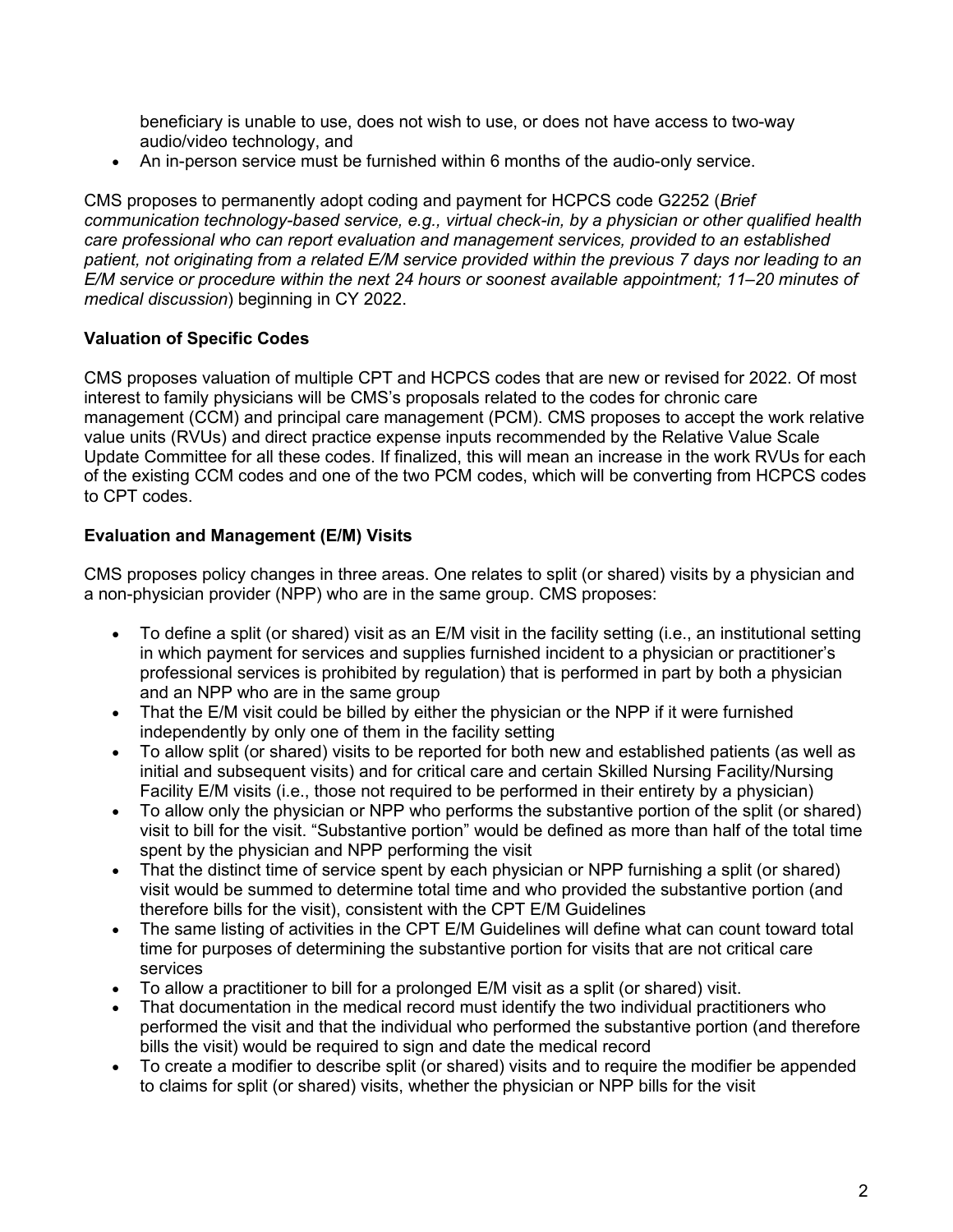beneficiary is unable to use, does not wish to use, or does not have access to two-way audio/video technology, and
- An in-person service must be furnished within 6 months of the audio-only service.

CMS proposes to permanently adopt coding and payment for HCPCS code G2252 (*Brief communication technology-based service, e.g., virtual check-in, by a physician or other qualified health care professional who can report evaluation and management services, provided to an established patient, not originating from a related E/M service provided within the previous 7 days nor leading to an E/M service or procedure within the next 24 hours or soonest available appointment; 11–20 minutes of medical discussion*) beginning in CY 2022.

**Valuation of Specific Codes**

CMS proposes valuation of multiple CPT and HCPCS codes that are new or revised for 2022. Of most interest to family physicians will be CMS's proposals related to the codes for chronic care management (CCM) and principal care management (PCM). CMS proposes to accept the work relative value units (RVUs) and direct practice expense inputs recommended by the Relative Value Scale Update Committee for all these codes. If finalized, this will mean an increase in the work RVUs for each of the existing CCM codes and one of the two PCM codes, which will be converting from HCPCS codes to CPT codes.

**Evaluation and Management (E/M) Visits**

CMS proposes policy changes in three areas. One relates to split (or shared) visits by a physician and a non-physician provider (NPP) who are in the same group. CMS proposes:

- To define a split (or shared) visit as an E/M visit in the facility setting (i.e., an institutional setting in which payment for services and supplies furnished incident to a physician or practitioner's professional services is prohibited by regulation) that is performed in part by both a physician and an NPP who are in the same group
- That the E/M visit could be billed by either the physician or the NPP if it were furnished independently by only one of them in the facility setting
- To allow split (or shared) visits to be reported for both new and established patients (as well as initial and subsequent visits) and for critical care and certain Skilled Nursing Facility/Nursing Facility E/M visits (i.e., those not required to be performed in their entirety by a physician)
- To allow only the physician or NPP who performs the substantive portion of the split (or shared) visit to bill for the visit. "Substantive portion" would be defined as more than half of the total time spent by the physician and NPP performing the visit
- That the distinct time of service spent by each physician or NPP furnishing a split (or shared) visit would be summed to determine total time and who provided the substantive portion (and therefore bills for the visit), consistent with the CPT E/M Guidelines
- The same listing of activities in the CPT E/M Guidelines will define what can count toward total time for purposes of determining the substantive portion for visits that are not critical care services
- To allow a practitioner to bill for a prolonged E/M visit as a split (or shared) visit.
- That documentation in the medical record must identify the two individual practitioners who performed the visit and that the individual who performed the substantive portion (and therefore bills the visit) would be required to sign and date the medical record
- To create a modifier to describe split (or shared) visits and to require the modifier be appended to claims for split (or shared) visits, whether the physician or NPP bills for the visit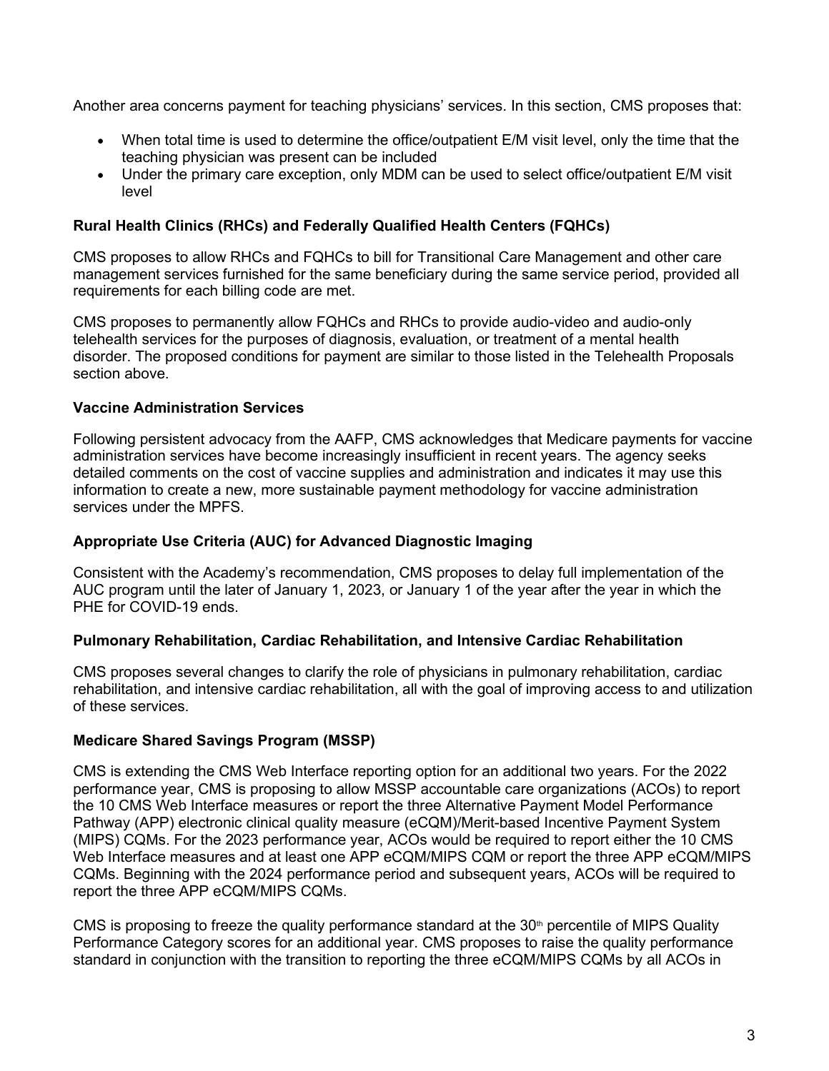Another area concerns payment for teaching physicians' services. In this section, CMS proposes that:

- When total time is used to determine the office/outpatient E/M visit level, only the time that the teaching physician was present can be included
- Under the primary care exception, only MDM can be used to select office/outpatient E/M visit level

**Rural Health Clinics (RHCs) and Federally Qualified Health Centers (FQHCs)**

CMS proposes to allow RHCs and FQHCs to bill for Transitional Care Management and other care management services furnished for the same beneficiary during the same service period, provided all requirements for each billing code are met.

CMS proposes to permanently allow FQHCs and RHCs to provide audio-video and audio-only telehealth services for the purposes of diagnosis, evaluation, or treatment of a mental health disorder. The proposed conditions for payment are similar to those listed in the Telehealth Proposals section above.

**Vaccine Administration Services**

Following persistent advocacy from the AAFP, CMS acknowledges that Medicare payments for vaccine administration services have become increasingly insufficient in recent years. The agency seeks detailed comments on the cost of vaccine supplies and administration and indicates it may use this information to create a new, more sustainable payment methodology for vaccine administration services under the MPFS.

**Appropriate Use Criteria (AUC) for Advanced Diagnostic Imaging**

Consistent with the Academy's recommendation, CMS proposes to delay full implementation of the AUC program until the later of January 1, 2023, or January 1 of the year after the year in which the PHE for COVID-19 ends.

**Pulmonary Rehabilitation, Cardiac Rehabilitation, and Intensive Cardiac Rehabilitation**

CMS proposes several changes to clarify the role of physicians in pulmonary rehabilitation, cardiac rehabilitation, and intensive cardiac rehabilitation, all with the goal of improving access to and utilization of these services.

**Medicare Shared Savings Program (MSSP)**

CMS is extending the CMS Web Interface reporting option for an additional two years. For the 2022 performance year, CMS is proposing to allow MSSP accountable care organizations (ACOs) to report the 10 CMS Web Interface measures or report the three Alternative Payment Model Performance Pathway (APP) electronic clinical quality measure (eCQM)/Merit-based Incentive Payment System (MIPS) CQMs. For the 2023 performance year, ACOs would be required to report either the 10 CMS Web Interface measures and at least one APP eCQM/MIPS CQM or report the three APP eCQM/MIPS CQMs. Beginning with the 2024 performance period and subsequent years, ACOs will be required to report the three APP eCQM/MIPS CQMs.

CMS is proposing to freeze the quality performance standard at the 30th percentile of MIPS Quality Performance Category scores for an additional year. CMS proposes to raise the quality performance standard in conjunction with the transition to reporting the three eCQM/MIPS CQMs by all ACOs in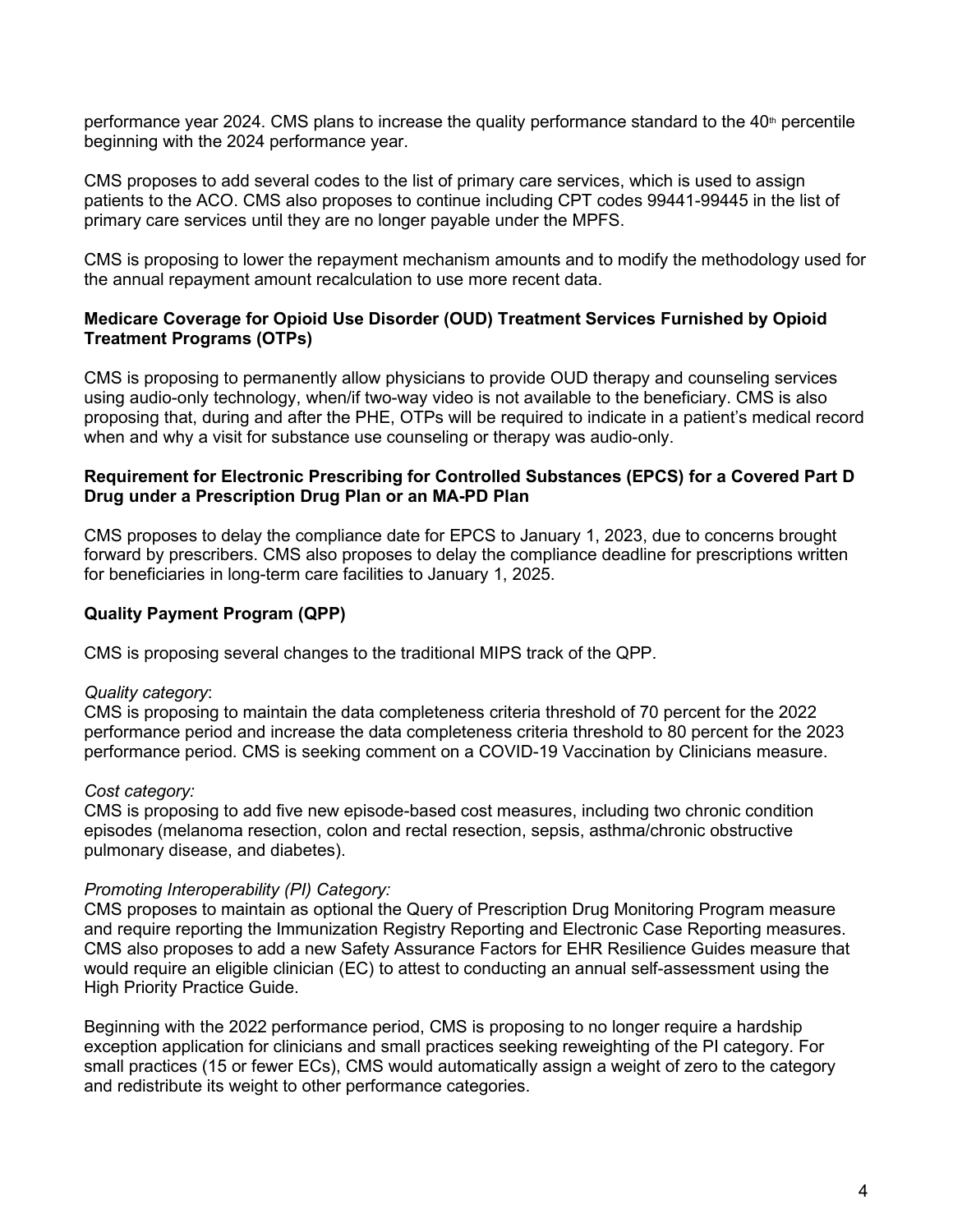performance year 2024. CMS plans to increase the quality performance standard to the 40th percentile beginning with the 2024 performance year.

CMS proposes to add several codes to the list of primary care services, which is used to assign patients to the ACO. CMS also proposes to continue including CPT codes 99441-99445 in the list of primary care services until they are no longer payable under the MPFS.

CMS is proposing to lower the repayment mechanism amounts and to modify the methodology used for the annual repayment amount recalculation to use more recent data.

**Medicare Coverage for Opioid Use Disorder (OUD) Treatment Services Furnished by Opioid Treatment Programs (OTPs)**

CMS is proposing to permanently allow physicians to provide OUD therapy and counseling services using audio-only technology, when/if two-way video is not available to the beneficiary. CMS is also proposing that, during and after the PHE, OTPs will be required to indicate in a patient's medical record when and why a visit for substance use counseling or therapy was audio-only.

**Requirement for Electronic Prescribing for Controlled Substances (EPCS) for a Covered Part D Drug under a Prescription Drug Plan or an MA-PD Plan**

CMS proposes to delay the compliance date for EPCS to January 1, 2023, due to concerns brought forward by prescribers. CMS also proposes to delay the compliance deadline for prescriptions written for beneficiaries in long-term care facilities to January 1, 2025.

**Quality Payment Program (QPP)**

CMS is proposing several changes to the traditional MIPS track of the QPP.

*Quality category*:
CMS is proposing to maintain the data completeness criteria threshold of 70 percent for the 2022 performance period and increase the data completeness criteria threshold to 80 percent for the 2023 performance period. CMS is seeking comment on a COVID-19 Vaccination by Clinicians measure.

*Cost category:*
CMS is proposing to add five new episode-based cost measures, including two chronic condition episodes (melanoma resection, colon and rectal resection, sepsis, asthma/chronic obstructive pulmonary disease, and diabetes).

*Promoting Interoperability (PI) Category:*
CMS proposes to maintain as optional the Query of Prescription Drug Monitoring Program measure and require reporting the Immunization Registry Reporting and Electronic Case Reporting measures. CMS also proposes to add a new Safety Assurance Factors for EHR Resilience Guides measure that would require an eligible clinician (EC) to attest to conducting an annual self-assessment using the High Priority Practice Guide.

Beginning with the 2022 performance period, CMS is proposing to no longer require a hardship exception application for clinicians and small practices seeking reweighting of the PI category. For small practices (15 or fewer ECs), CMS would automatically assign a weight of zero to the category and redistribute its weight to other performance categories.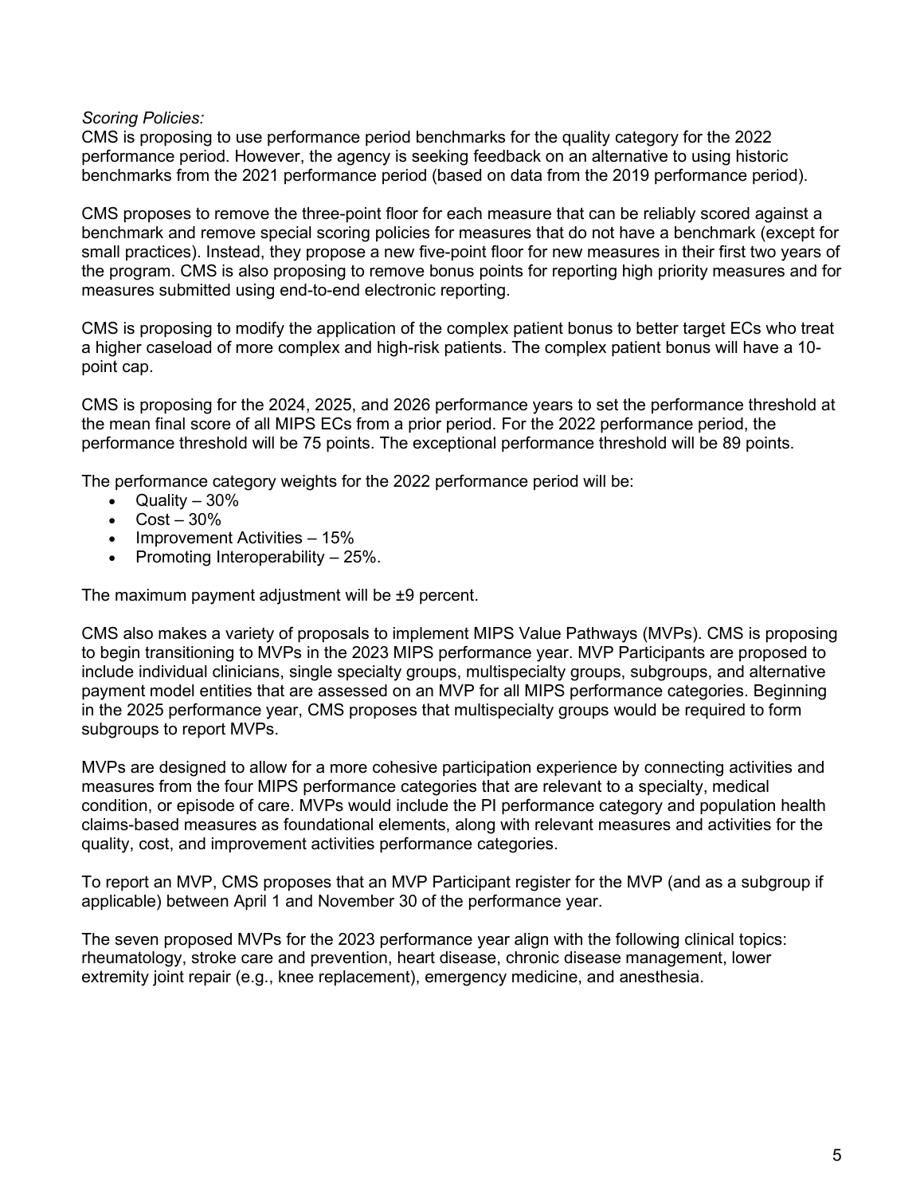*Scoring Policies:*
CMS is proposing to use performance period benchmarks for the quality category for the 2022 performance period. However, the agency is seeking feedback on an alternative to using historic benchmarks from the 2021 performance period (based on data from the 2019 performance period).

CMS proposes to remove the three-point floor for each measure that can be reliably scored against a benchmark and remove special scoring policies for measures that do not have a benchmark (except for small practices). Instead, they propose a new five-point floor for new measures in their first two years of the program. CMS is also proposing to remove bonus points for reporting high priority measures and for measures submitted using end-to-end electronic reporting.

CMS is proposing to modify the application of the complex patient bonus to better target ECs who treat a higher caseload of more complex and high-risk patients. The complex patient bonus will have a 10-point cap.

CMS is proposing for the 2024, 2025, and 2026 performance years to set the performance threshold at the mean final score of all MIPS ECs from a prior period. For the 2022 performance period, the performance threshold will be 75 points. The exceptional performance threshold will be 89 points.

The performance category weights for the 2022 performance period will be:

- Quality – 30%
- Cost – 30%
- Improvement Activities – 15%
- Promoting Interoperability – 25%.

The maximum payment adjustment will be ±9 percent.

CMS also makes a variety of proposals to implement MIPS Value Pathways (MVPs). CMS is proposing to begin transitioning to MVPs in the 2023 MIPS performance year. MVP Participants are proposed to include individual clinicians, single specialty groups, multispecialty groups, subgroups, and alternative payment model entities that are assessed on an MVP for all MIPS performance categories. Beginning in the 2025 performance year, CMS proposes that multispecialty groups would be required to form subgroups to report MVPs.

MVPs are designed to allow for a more cohesive participation experience by connecting activities and measures from the four MIPS performance categories that are relevant to a specialty, medical condition, or episode of care. MVPs would include the PI performance category and population health claims-based measures as foundational elements, along with relevant measures and activities for the quality, cost, and improvement activities performance categories.

To report an MVP, CMS proposes that an MVP Participant register for the MVP (and as a subgroup if applicable) between April 1 and November 30 of the performance year.

The seven proposed MVPs for the 2023 performance year align with the following clinical topics: rheumatology, stroke care and prevention, heart disease, chronic disease management, lower extremity joint repair (e.g., knee replacement), emergency medicine, and anesthesia.